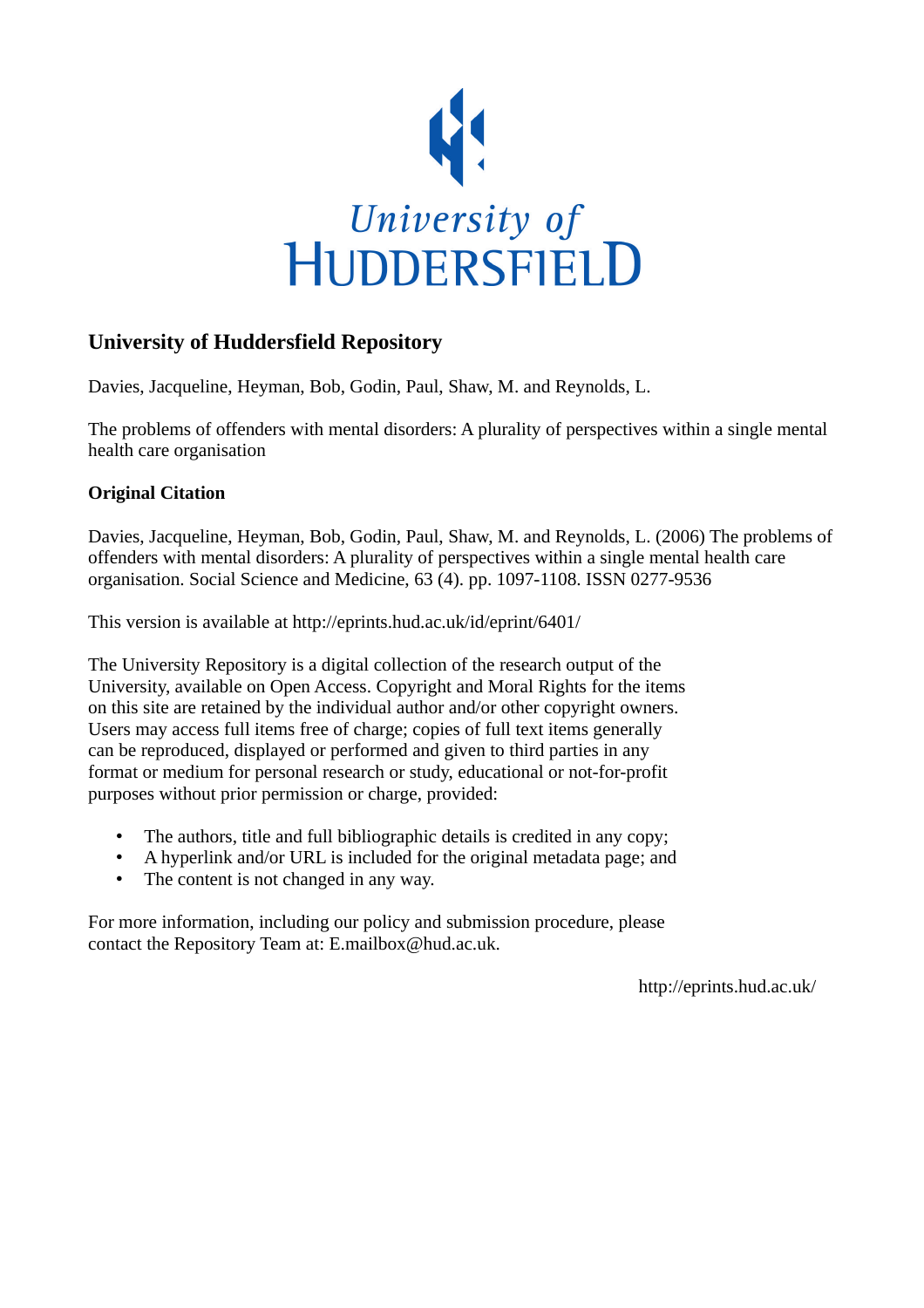# University of Huddersfield Repository

Davies, Jacqueline, Heyman, Bob, Godin, Paul, Shaw, M. and Reynolds, L.

The problems of offenders with mental disorders: A plurality of perspectives within a single mental health care organisation

## Original Citation

Davies, Jacqueline, Heyman, Bob, Godin, Paul, Shaw, M. and Reynolds, L. (2006) The problems of offenders with mental disorders: A plurality of perspectives within a single mental health care organisation. Social Science and Medicine, 63 (4). pp. 1097-1108. ISSN 0277-9536

This version is available at http://eprints.hud.ac.uk/id/eprint/6401/

The University Repository is a digital collection of the research output of the University, available on Open Access. Copyright and Moral Rights for the items on this site are retained by the individual author and/or other copyright owners. Users may access full items free of charge; copies of full text items generally can be reproduced, displayed or performed and given to third parties in any format or medium for personal research or study, educational or not-for-profit purposes without prior permission or charge, provided:

- The authors, title and full bibliographic details is credited in any copy;
- A hyperlink and/or URL is included for the original metadata page; and
- The content is not changed in any way.

For more information, including our policy and submission procedure, please contact the Repository Team at: E.mailbox@hud.ac.uk.

http://eprints.hud.ac.uk/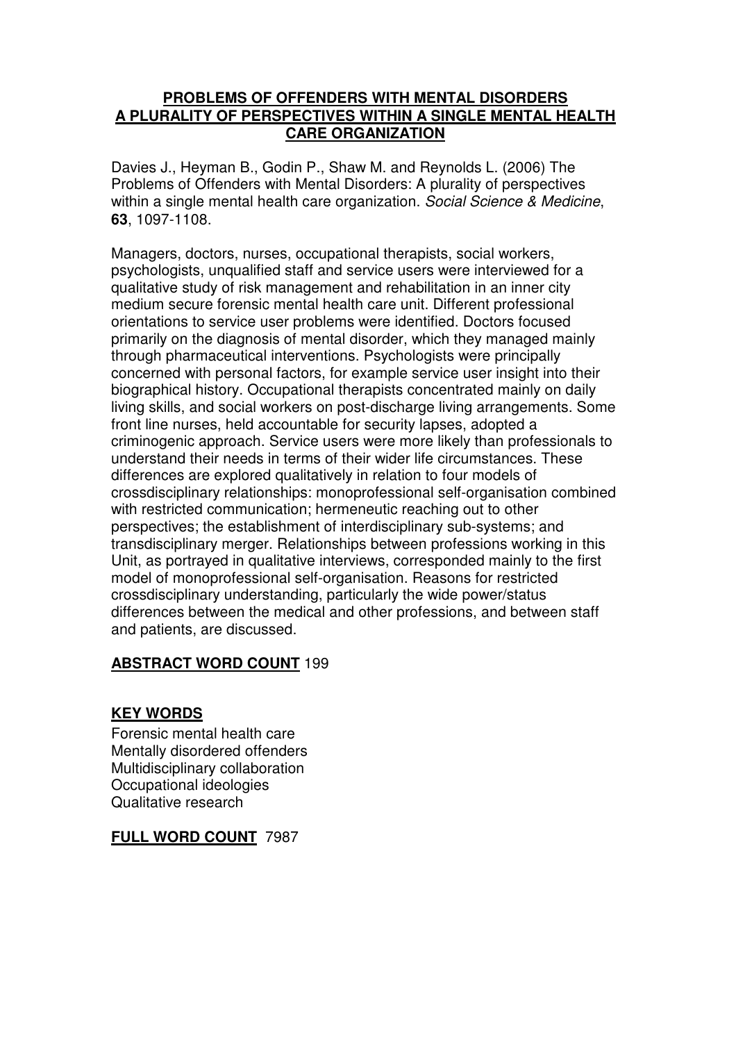# PROBLEMS OF OFFENDERS WITH MENTAL DISORDERS
# A PLURALITY OF PERSPECTIVES WITHIN A SINGLE MENTAL HEALTH CARE ORGANIZATION

Davies J., Heyman B., Godin P., Shaw M. and Reynolds L. (2006) The Problems of Offenders with Mental Disorders: A plurality of perspectives within a single mental health care organization. *Social Science & Medicine*, **63**, 1097-1108.

Managers, doctors, nurses, occupational therapists, social workers, psychologists, unqualified staff and service users were interviewed for a qualitative study of risk management and rehabilitation in an inner city medium secure forensic mental health care unit. Different professional orientations to service user problems were identified. Doctors focused primarily on the diagnosis of mental disorder, which they managed mainly through pharmaceutical interventions. Psychologists were principally concerned with personal factors, for example service user insight into their biographical history. Occupational therapists concentrated mainly on daily living skills, and social workers on post-discharge living arrangements. Some front line nurses, held accountable for security lapses, adopted a criminogenic approach. Service users were more likely than professionals to understand their needs in terms of their wider life circumstances. These differences are explored qualitatively in relation to four models of crossdisciplinary relationships: monoprofessional self-organisation combined with restricted communication; hermeneutic reaching out to other perspectives; the establishment of interdisciplinary sub-systems; and transdisciplinary merger. Relationships between professions working in this Unit, as portrayed in qualitative interviews, corresponded mainly to the first model of monoprofessional self-organisation. Reasons for restricted crossdisciplinary understanding, particularly the wide power/status differences between the medical and other professions, and between staff and patients, are discussed.

**ABSTRACT WORD COUNT** 199

**KEY WORDS**

Forensic mental health care
Mentally disordered offenders
Multidisciplinary collaboration
Occupational ideologies
Qualitative research

**FULL WORD COUNT** 7987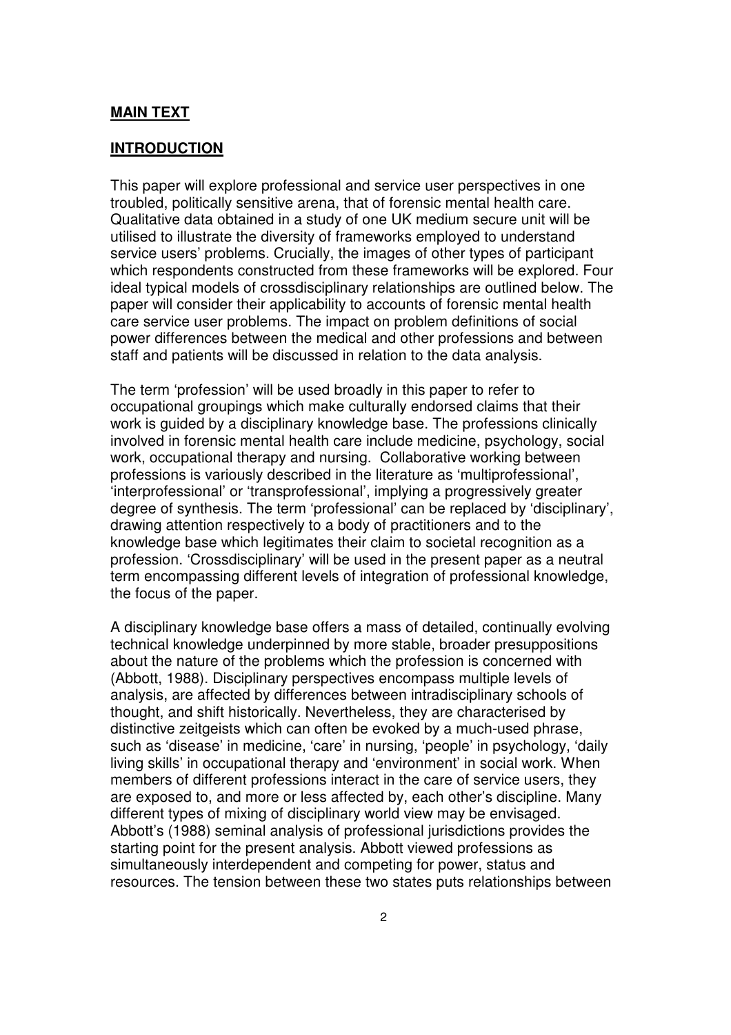## **MAIN TEXT**

## **INTRODUCTION**

This paper will explore professional and service user perspectives in one troubled, politically sensitive arena, that of forensic mental health care. Qualitative data obtained in a study of one UK medium secure unit will be utilised to illustrate the diversity of frameworks employed to understand service users' problems. Crucially, the images of other types of participant which respondents constructed from these frameworks will be explored. Four ideal typical models of crossdisciplinary relationships are outlined below. The paper will consider their applicability to accounts of forensic mental health care service user problems. The impact on problem definitions of social power differences between the medical and other professions and between staff and patients will be discussed in relation to the data analysis.

The term 'profession' will be used broadly in this paper to refer to occupational groupings which make culturally endorsed claims that their work is guided by a disciplinary knowledge base. The professions clinically involved in forensic mental health care include medicine, psychology, social work, occupational therapy and nursing. Collaborative working between professions is variously described in the literature as 'multiprofessional', 'interprofessional' or 'transprofessional', implying a progressively greater degree of synthesis. The term 'professional' can be replaced by 'disciplinary', drawing attention respectively to a body of practitioners and to the knowledge base which legitimates their claim to societal recognition as a profession. 'Crossdisciplinary' will be used in the present paper as a neutral term encompassing different levels of integration of professional knowledge, the focus of the paper.

A disciplinary knowledge base offers a mass of detailed, continually evolving technical knowledge underpinned by more stable, broader presuppositions about the nature of the problems which the profession is concerned with (Abbott, 1988). Disciplinary perspectives encompass multiple levels of analysis, are affected by differences between intradisciplinary schools of thought, and shift historically. Nevertheless, they are characterised by distinctive zeitgeists which can often be evoked by a much-used phrase, such as 'disease' in medicine, 'care' in nursing, 'people' in psychology, 'daily living skills' in occupational therapy and 'environment' in social work. When members of different professions interact in the care of service users, they are exposed to, and more or less affected by, each other's discipline. Many different types of mixing of disciplinary world view may be envisaged. Abbott's (1988) seminal analysis of professional jurisdictions provides the starting point for the present analysis. Abbott viewed professions as simultaneously interdependent and competing for power, status and resources. The tension between these two states puts relationships between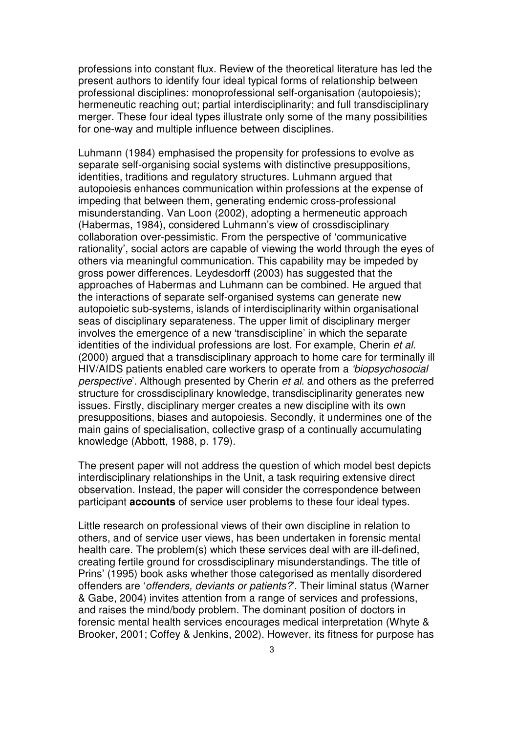professions into constant flux. Review of the theoretical literature has led the present authors to identify four ideal typical forms of relationship between professional disciplines: monoprofessional self-organisation (autopoiesis); hermeneutic reaching out; partial interdisciplinarity; and full transdisciplinary merger. These four ideal types illustrate only some of the many possibilities for one-way and multiple influence between disciplines.

Luhmann (1984) emphasised the propensity for professions to evolve as separate self-organising social systems with distinctive presuppositions, identities, traditions and regulatory structures. Luhmann argued that autopoiesis enhances communication within professions at the expense of impeding that between them, generating endemic cross-professional misunderstanding. Van Loon (2002), adopting a hermeneutic approach (Habermas, 1984), considered Luhmann's view of crossdisciplinary collaboration over-pessimistic. From the perspective of 'communicative rationality', social actors are capable of viewing the world through the eyes of others via meaningful communication. This capability may be impeded by gross power differences. Leydesdorff (2003) has suggested that the approaches of Habermas and Luhmann can be combined. He argued that the interactions of separate self-organised systems can generate new autopoietic sub-systems, islands of interdisciplinarity within organisational seas of disciplinary separateness. The upper limit of disciplinary merger involves the emergence of a new 'transdiscipline' in which the separate identities of the individual professions are lost. For example, Cherin *et al.* (2000) argued that a transdisciplinary approach to home care for terminally ill HIV/AIDS patients enabled care workers to operate from a *'biopsychosocial perspective*'. Although presented by Cherin *et al.* and others as the preferred structure for crossdisciplinary knowledge, transdisciplinarity generates new issues. Firstly, disciplinary merger creates a new discipline with its own presuppositions, biases and autopoiesis. Secondly, it undermines one of the main gains of specialisation, collective grasp of a continually accumulating knowledge (Abbott, 1988, p. 179).

The present paper will not address the question of which model best depicts interdisciplinary relationships in the Unit, a task requiring extensive direct observation. Instead, the paper will consider the correspondence between participant **accounts** of service user problems to these four ideal types.

Little research on professional views of their own discipline in relation to others, and of service user views, has been undertaken in forensic mental health care. The problem(s) which these services deal with are ill-defined, creating fertile ground for crossdisciplinary misunderstandings. The title of Prins' (1995) book asks whether those categorised as mentally disordered offenders are '*offenders, deviants or patients?*'. Their liminal status (Warner & Gabe, 2004) invites attention from a range of services and professions, and raises the mind/body problem. The dominant position of doctors in forensic mental health services encourages medical interpretation (Whyte & Brooker, 2001; Coffey & Jenkins, 2002). However, its fitness for purpose has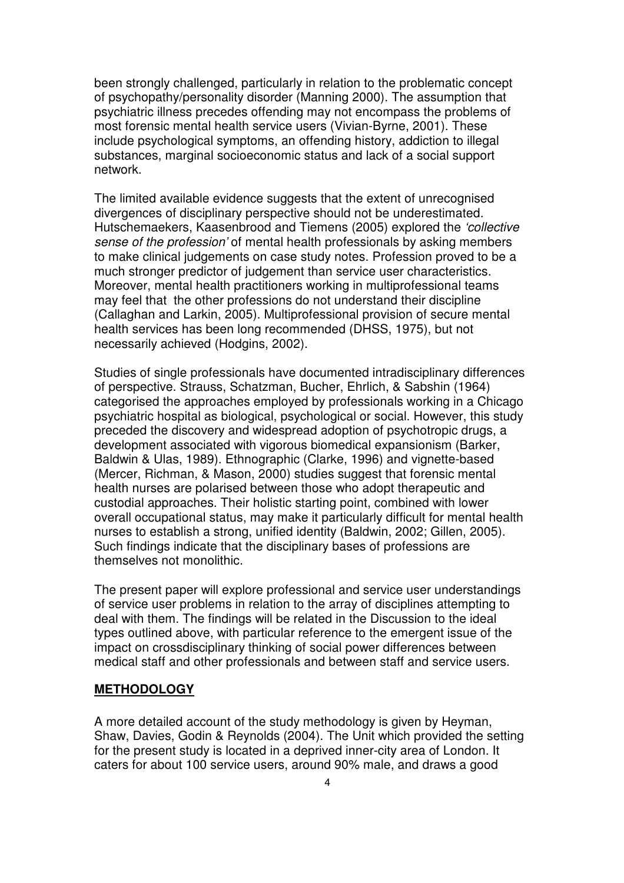been strongly challenged, particularly in relation to the problematic concept of psychopathy/personality disorder (Manning 2000). The assumption that psychiatric illness precedes offending may not encompass the problems of most forensic mental health service users (Vivian-Byrne, 2001). These include psychological symptoms, an offending history, addiction to illegal substances, marginal socioeconomic status and lack of a social support network.

The limited available evidence suggests that the extent of unrecognised divergences of disciplinary perspective should not be underestimated. Hutschemaekers, Kaasenbrood and Tiemens (2005) explored the *'collective sense of the profession'* of mental health professionals by asking members to make clinical judgements on case study notes. Profession proved to be a much stronger predictor of judgement than service user characteristics. Moreover, mental health practitioners working in multiprofessional teams may feel that the other professions do not understand their discipline (Callaghan and Larkin, 2005). Multiprofessional provision of secure mental health services has been long recommended (DHSS, 1975), but not necessarily achieved (Hodgins, 2002).

Studies of single professionals have documented intradisciplinary differences of perspective. Strauss, Schatzman, Bucher, Ehrlich, & Sabshin (1964) categorised the approaches employed by professionals working in a Chicago psychiatric hospital as biological, psychological or social. However, this study preceded the discovery and widespread adoption of psychotropic drugs, a development associated with vigorous biomedical expansionism (Barker, Baldwin & Ulas, 1989). Ethnographic (Clarke, 1996) and vignette-based (Mercer, Richman, & Mason, 2000) studies suggest that forensic mental health nurses are polarised between those who adopt therapeutic and custodial approaches. Their holistic starting point, combined with lower overall occupational status, may make it particularly difficult for mental health nurses to establish a strong, unified identity (Baldwin, 2002; Gillen, 2005). Such findings indicate that the disciplinary bases of professions are themselves not monolithic.

The present paper will explore professional and service user understandings of service user problems in relation to the array of disciplines attempting to deal with them. The findings will be related in the Discussion to the ideal types outlined above, with particular reference to the emergent issue of the impact on crossdisciplinary thinking of social power differences between medical staff and other professionals and between staff and service users.

## METHODOLOGY

A more detailed account of the study methodology is given by Heyman, Shaw, Davies, Godin & Reynolds (2004). The Unit which provided the setting for the present study is located in a deprived inner-city area of London. It caters for about 100 service users, around 90% male, and draws a good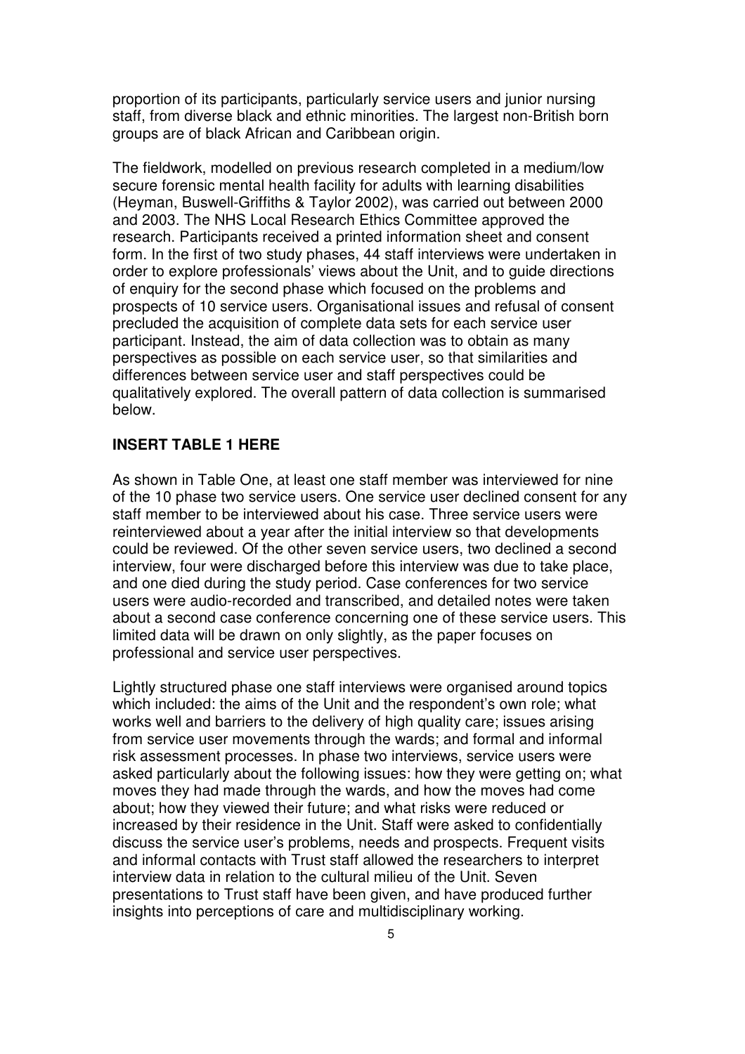proportion of its participants, particularly service users and junior nursing staff, from diverse black and ethnic minorities. The largest non-British born groups are of black African and Caribbean origin.

The fieldwork, modelled on previous research completed in a medium/low secure forensic mental health facility for adults with learning disabilities (Heyman, Buswell-Griffiths & Taylor 2002), was carried out between 2000 and 2003. The NHS Local Research Ethics Committee approved the research. Participants received a printed information sheet and consent form. In the first of two study phases, 44 staff interviews were undertaken in order to explore professionals' views about the Unit, and to guide directions of enquiry for the second phase which focused on the problems and prospects of 10 service users. Organisational issues and refusal of consent precluded the acquisition of complete data sets for each service user participant. Instead, the aim of data collection was to obtain as many perspectives as possible on each service user, so that similarities and differences between service user and staff perspectives could be qualitatively explored. The overall pattern of data collection is summarised below.

**INSERT TABLE 1 HERE**

As shown in Table One, at least one staff member was interviewed for nine of the 10 phase two service users. One service user declined consent for any staff member to be interviewed about his case. Three service users were reinterviewed about a year after the initial interview so that developments could be reviewed. Of the other seven service users, two declined a second interview, four were discharged before this interview was due to take place, and one died during the study period. Case conferences for two service users were audio-recorded and transcribed, and detailed notes were taken about a second case conference concerning one of these service users. This limited data will be drawn on only slightly, as the paper focuses on professional and service user perspectives.

Lightly structured phase one staff interviews were organised around topics which included: the aims of the Unit and the respondent's own role; what works well and barriers to the delivery of high quality care; issues arising from service user movements through the wards; and formal and informal risk assessment processes. In phase two interviews, service users were asked particularly about the following issues: how they were getting on; what moves they had made through the wards, and how the moves had come about; how they viewed their future; and what risks were reduced or increased by their residence in the Unit. Staff were asked to confidentially discuss the service user's problems, needs and prospects. Frequent visits and informal contacts with Trust staff allowed the researchers to interpret interview data in relation to the cultural milieu of the Unit. Seven presentations to Trust staff have been given, and have produced further insights into perceptions of care and multidisciplinary working.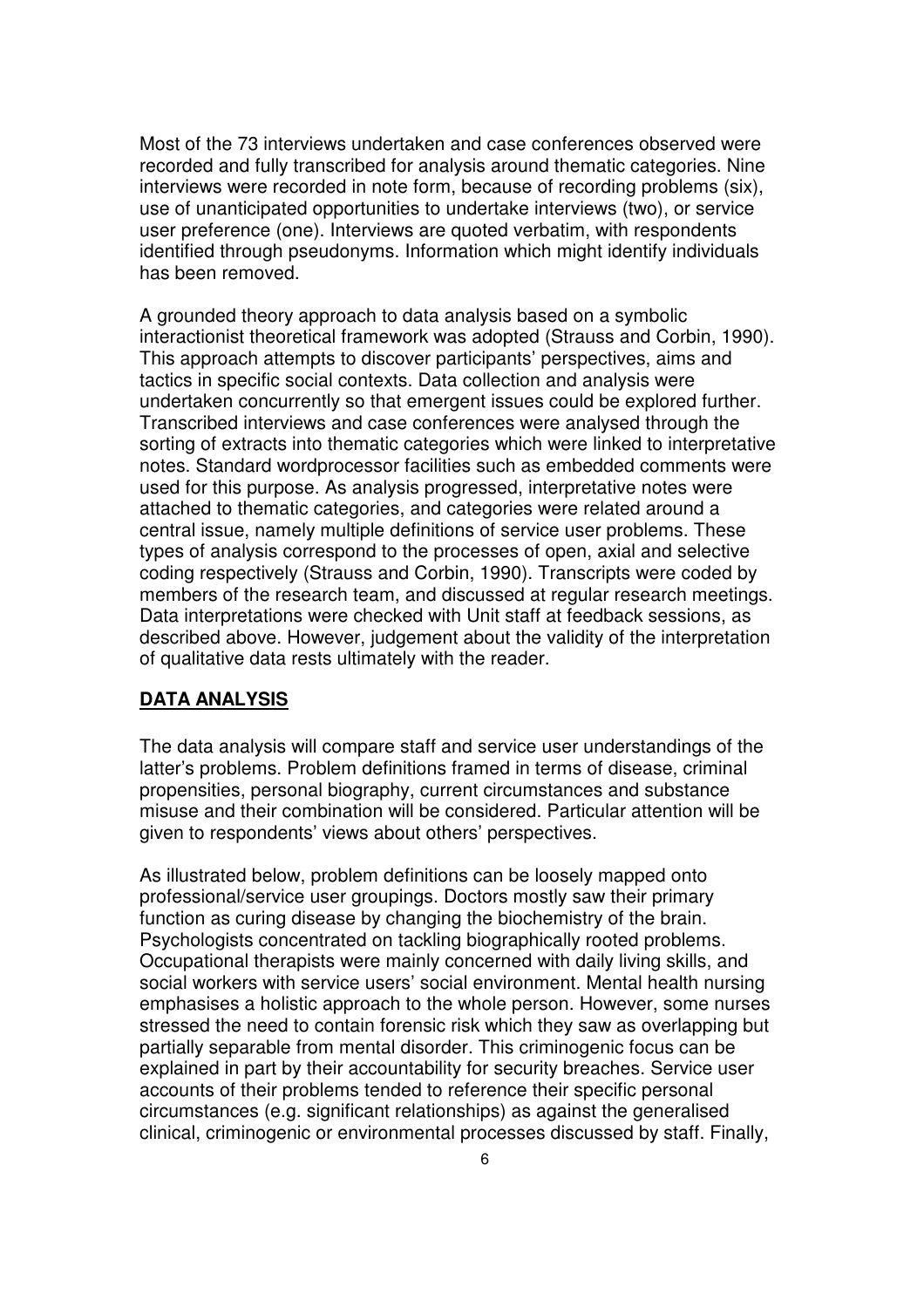Most of the 73 interviews undertaken and case conferences observed were recorded and fully transcribed for analysis around thematic categories. Nine interviews were recorded in note form, because of recording problems (six), use of unanticipated opportunities to undertake interviews (two), or service user preference (one). Interviews are quoted verbatim, with respondents identified through pseudonyms. Information which might identify individuals has been removed.

A grounded theory approach to data analysis based on a symbolic interactionist theoretical framework was adopted (Strauss and Corbin, 1990). This approach attempts to discover participants' perspectives, aims and tactics in specific social contexts. Data collection and analysis were undertaken concurrently so that emergent issues could be explored further. Transcribed interviews and case conferences were analysed through the sorting of extracts into thematic categories which were linked to interpretative notes. Standard wordprocessor facilities such as embedded comments were used for this purpose. As analysis progressed, interpretative notes were attached to thematic categories, and categories were related around a central issue, namely multiple definitions of service user problems. These types of analysis correspond to the processes of open, axial and selective coding respectively (Strauss and Corbin, 1990). Transcripts were coded by members of the research team, and discussed at regular research meetings. Data interpretations were checked with Unit staff at feedback sessions, as described above. However, judgement about the validity of the interpretation of qualitative data rests ultimately with the reader.

## **DATA ANALYSIS**

The data analysis will compare staff and service user understandings of the latter's problems. Problem definitions framed in terms of disease, criminal propensities, personal biography, current circumstances and substance misuse and their combination will be considered. Particular attention will be given to respondents' views about others' perspectives.

As illustrated below, problem definitions can be loosely mapped onto professional/service user groupings. Doctors mostly saw their primary function as curing disease by changing the biochemistry of the brain. Psychologists concentrated on tackling biographically rooted problems. Occupational therapists were mainly concerned with daily living skills, and social workers with service users' social environment. Mental health nursing emphasises a holistic approach to the whole person. However, some nurses stressed the need to contain forensic risk which they saw as overlapping but partially separable from mental disorder. This criminogenic focus can be explained in part by their accountability for security breaches. Service user accounts of their problems tended to reference their specific personal circumstances (e.g. significant relationships) as against the generalised clinical, criminogenic or environmental processes discussed by staff. Finally,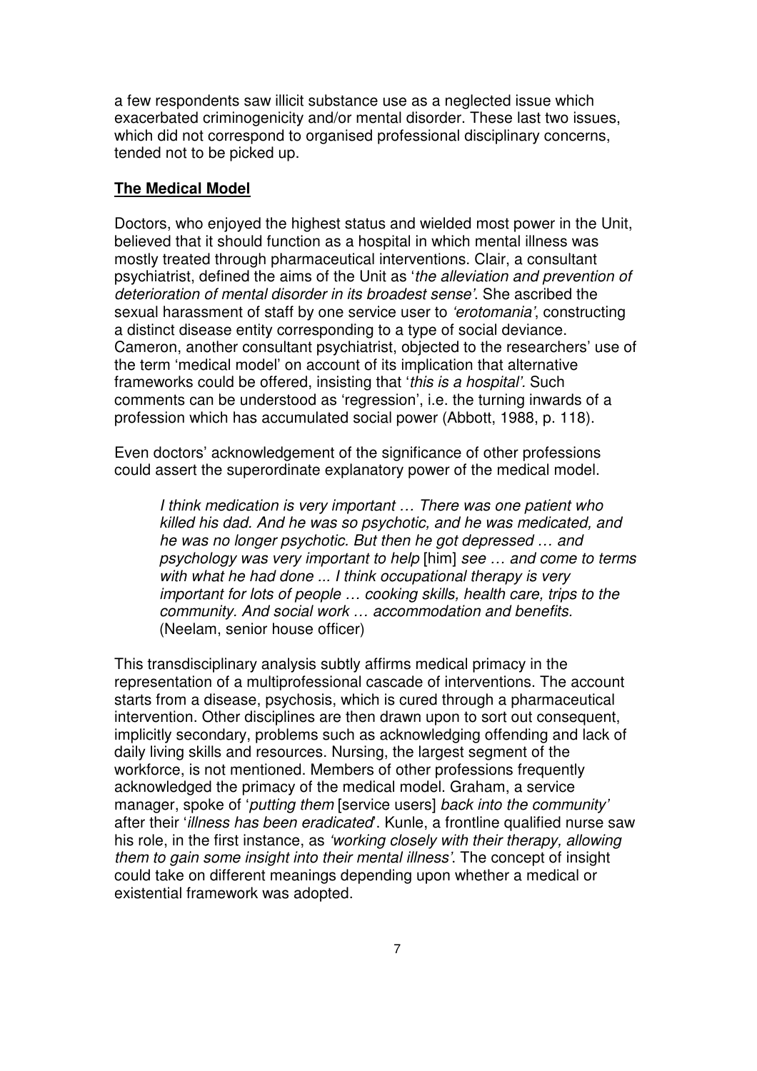a few respondents saw illicit substance use as a neglected issue which exacerbated criminogenicity and/or mental disorder. These last two issues, which did not correspond to organised professional disciplinary concerns, tended not to be picked up.

## **The Medical Model**

Doctors, who enjoyed the highest status and wielded most power in the Unit, believed that it should function as a hospital in which mental illness was mostly treated through pharmaceutical interventions. Clair, a consultant psychiatrist, defined the aims of the Unit as '*the alleviation and prevention of deterioration of mental disorder in its broadest sense'*. She ascribed the sexual harassment of staff by one service user to *'erotomania'*, constructing a distinct disease entity corresponding to a type of social deviance. Cameron, another consultant psychiatrist, objected to the researchers' use of the term 'medical model' on account of its implication that alternative frameworks could be offered, insisting that '*this is a hospital'.* Such comments can be understood as 'regression', i.e. the turning inwards of a profession which has accumulated social power (Abbott, 1988, p. 118).

Even doctors' acknowledgement of the significance of other professions could assert the superordinate explanatory power of the medical model.

> *I think medication is very important … There was one patient who killed his dad. And he was so psychotic, and he was medicated, and he was no longer psychotic. But then he got depressed … and psychology was very important to help* [him] *see … and come to terms with what he had done ... I think occupational therapy is very important for lots of people … cooking skills, health care, trips to the community. And social work … accommodation and benefits.* (Neelam, senior house officer)

This transdisciplinary analysis subtly affirms medical primacy in the representation of a multiprofessional cascade of interventions. The account starts from a disease, psychosis, which is cured through a pharmaceutical intervention. Other disciplines are then drawn upon to sort out consequent, implicitly secondary, problems such as acknowledging offending and lack of daily living skills and resources. Nursing, the largest segment of the workforce, is not mentioned. Members of other professions frequently acknowledged the primacy of the medical model. Graham, a service manager, spoke of '*putting them* [service users] *back into the community'* after their '*illness has been eradicated*'. Kunle, a frontline qualified nurse saw his role, in the first instance, as *'working closely with their therapy, allowing them to gain some insight into their mental illness'*. The concept of insight could take on different meanings depending upon whether a medical or existential framework was adopted.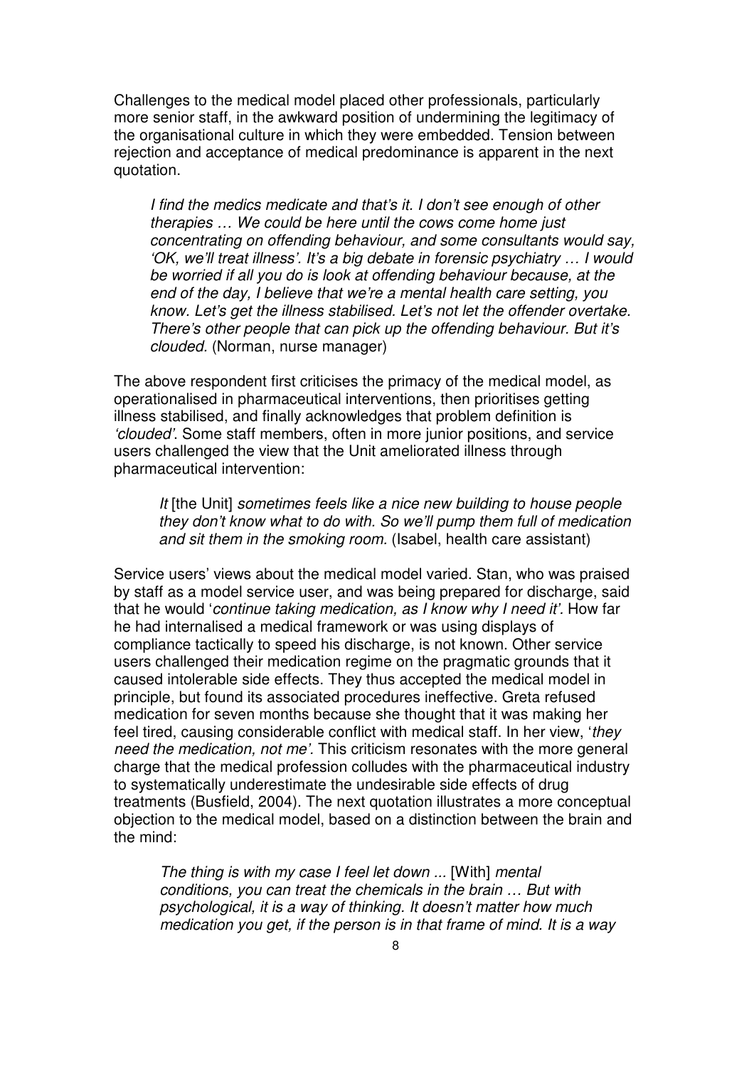Challenges to the medical model placed other professionals, particularly more senior staff, in the awkward position of undermining the legitimacy of the organisational culture in which they were embedded. Tension between rejection and acceptance of medical predominance is apparent in the next quotation.

> *I find the medics medicate and that's it. I don't see enough of other therapies … We could be here until the cows come home just concentrating on offending behaviour, and some consultants would say, 'OK, we'll treat illness'. It's a big debate in forensic psychiatry … I would be worried if all you do is look at offending behaviour because, at the end of the day, I believe that we're a mental health care setting, you know. Let's get the illness stabilised. Let's not let the offender overtake. There's other people that can pick up the offending behaviour. But it's clouded.* (Norman, nurse manager)

The above respondent first criticises the primacy of the medical model, as operationalised in pharmaceutical interventions, then prioritises getting illness stabilised, and finally acknowledges that problem definition is *'clouded'*. Some staff members, often in more junior positions, and service users challenged the view that the Unit ameliorated illness through pharmaceutical intervention:

> *It* [the Unit] *sometimes feels like a nice new building to house people they don't know what to do with. So we'll pump them full of medication and sit them in the smoking room.* (Isabel, health care assistant)

Service users' views about the medical model varied. Stan, who was praised by staff as a model service user, and was being prepared for discharge, said that he would '*continue taking medication, as I know why I need it'.* How far he had internalised a medical framework or was using displays of compliance tactically to speed his discharge, is not known. Other service users challenged their medication regime on the pragmatic grounds that it caused intolerable side effects. They thus accepted the medical model in principle, but found its associated procedures ineffective. Greta refused medication for seven months because she thought that it was making her feel tired, causing considerable conflict with medical staff. In her view, '*they need the medication, not me'.* This criticism resonates with the more general charge that the medical profession colludes with the pharmaceutical industry to systematically underestimate the undesirable side effects of drug treatments (Busfield, 2004). The next quotation illustrates a more conceptual objection to the medical model, based on a distinction between the brain and the mind:

> *The thing is with my case I feel let down ...* [With] *mental conditions, you can treat the chemicals in the brain … But with psychological, it is a way of thinking. It doesn't matter how much medication you get, if the person is in that frame of mind. It is a way*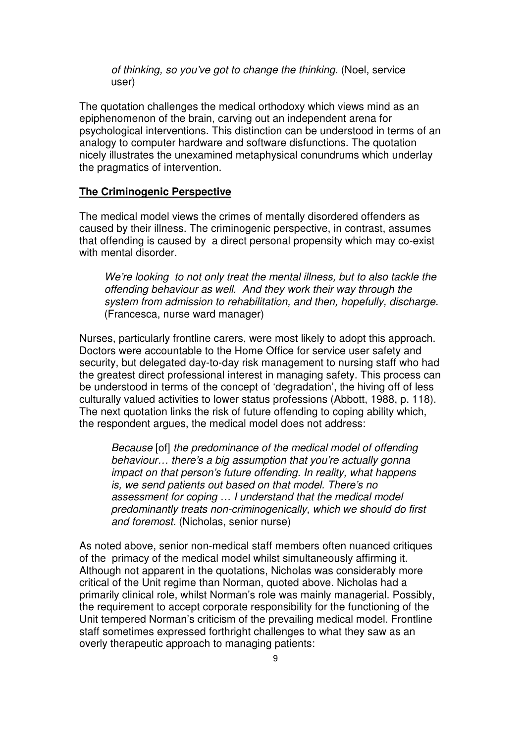*of thinking, so you've got to change the thinking.* (Noel, service user)

The quotation challenges the medical orthodoxy which views mind as an epiphenomenon of the brain, carving out an independent arena for psychological interventions. This distinction can be understood in terms of an analogy to computer hardware and software disfunctions. The quotation nicely illustrates the unexamined metaphysical conundrums which underlay the pragmatics of intervention.

## **The Criminogenic Perspective**

The medical model views the crimes of mentally disordered offenders as caused by their illness. The criminogenic perspective, in contrast, assumes that offending is caused by a direct personal propensity which may co-exist with mental disorder.

> *We're looking to not only treat the mental illness, but to also tackle the offending behaviour as well. And they work their way through the system from admission to rehabilitation, and then, hopefully, discharge.* (Francesca, nurse ward manager)

Nurses, particularly frontline carers, were most likely to adopt this approach. Doctors were accountable to the Home Office for service user safety and security, but delegated day-to-day risk management to nursing staff who had the greatest direct professional interest in managing safety. This process can be understood in terms of the concept of 'degradation', the hiving off of less culturally valued activities to lower status professions (Abbott, 1988, p. 118). The next quotation links the risk of future offending to coping ability which, the respondent argues, the medical model does not address:

> *Because* [of] *the predominance of the medical model of offending behaviour… there's a big assumption that you're actually gonna impact on that person's future offending. In reality, what happens is, we send patients out based on that model. There's no assessment for coping … I understand that the medical model predominantly treats non-criminogenically, which we should do first and foremost.* (Nicholas, senior nurse)

As noted above, senior non-medical staff members often nuanced critiques of the primacy of the medical model whilst simultaneously affirming it. Although not apparent in the quotations, Nicholas was considerably more critical of the Unit regime than Norman, quoted above. Nicholas had a primarily clinical role, whilst Norman's role was mainly managerial. Possibly, the requirement to accept corporate responsibility for the functioning of the Unit tempered Norman's criticism of the prevailing medical model. Frontline staff sometimes expressed forthright challenges to what they saw as an overly therapeutic approach to managing patients: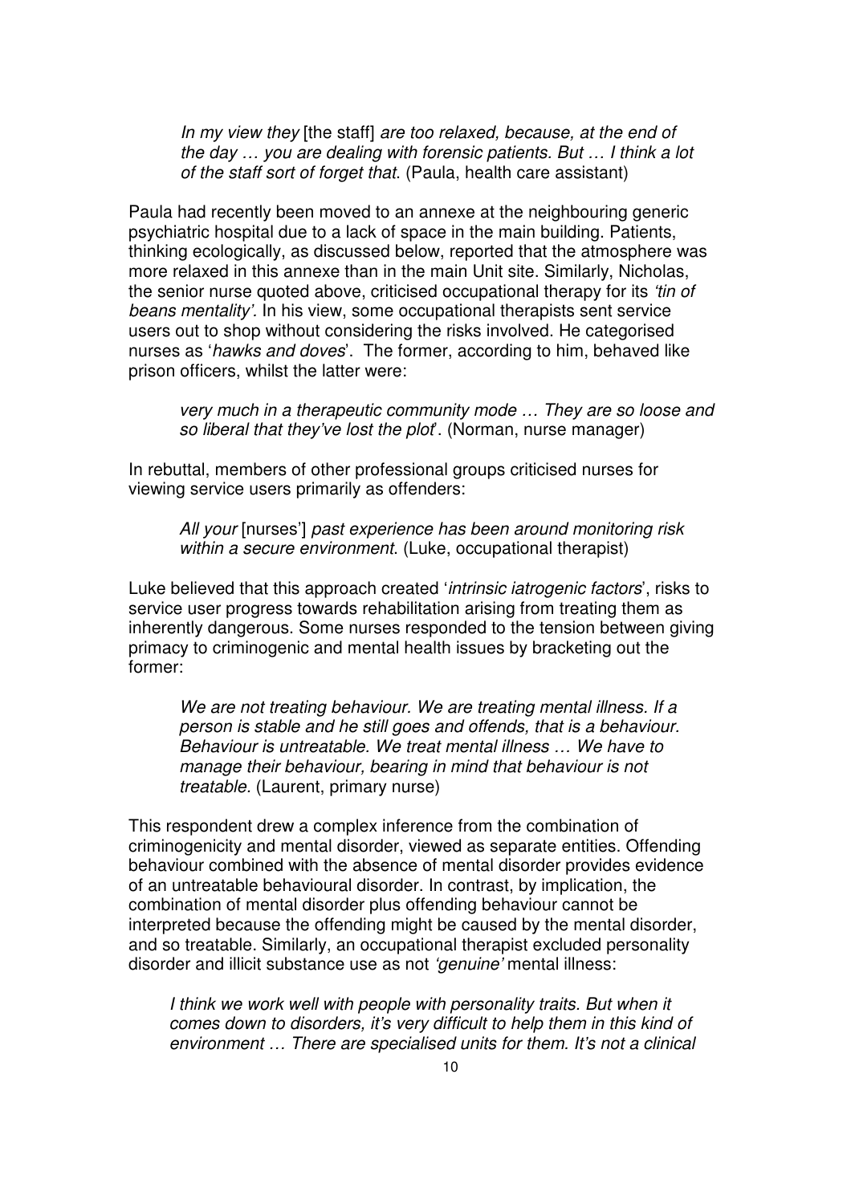> *In my view they* [the staff] *are too relaxed, because, at the end of the day … you are dealing with forensic patients. But … I think a lot of the staff sort of forget that*. (Paula, health care assistant)

Paula had recently been moved to an annexe at the neighbouring generic psychiatric hospital due to a lack of space in the main building. Patients, thinking ecologically, as discussed below, reported that the atmosphere was more relaxed in this annexe than in the main Unit site. Similarly, Nicholas, the senior nurse quoted above, criticised occupational therapy for its *'tin of beans mentality'.* In his view, some occupational therapists sent service users out to shop without considering the risks involved. He categorised nurses as '*hawks and doves*'. The former, according to him, behaved like prison officers, whilst the latter were:

> *very much in a therapeutic community mode … They are so loose and so liberal that they've lost the plot*'. (Norman, nurse manager)

In rebuttal, members of other professional groups criticised nurses for viewing service users primarily as offenders:

> *All your* [nurses'] *past experience has been around monitoring risk within a secure environment*. (Luke, occupational therapist)

Luke believed that this approach created '*intrinsic iatrogenic factors*', risks to service user progress towards rehabilitation arising from treating them as inherently dangerous. Some nurses responded to the tension between giving primacy to criminogenic and mental health issues by bracketing out the former:

> *We are not treating behaviour. We are treating mental illness. If a person is stable and he still goes and offends, that is a behaviour. Behaviour is untreatable. We treat mental illness … We have to manage their behaviour, bearing in mind that behaviour is not treatable.* (Laurent, primary nurse)

This respondent drew a complex inference from the combination of criminogenicity and mental disorder, viewed as separate entities. Offending behaviour combined with the absence of mental disorder provides evidence of an untreatable behavioural disorder. In contrast, by implication, the combination of mental disorder plus offending behaviour cannot be interpreted because the offending might be caused by the mental disorder, and so treatable. Similarly, an occupational therapist excluded personality disorder and illicit substance use as not *'genuine'* mental illness:

> *I think we work well with people with personality traits. But when it comes down to disorders, it's very difficult to help them in this kind of environment … There are specialised units for them. It's not a clinical*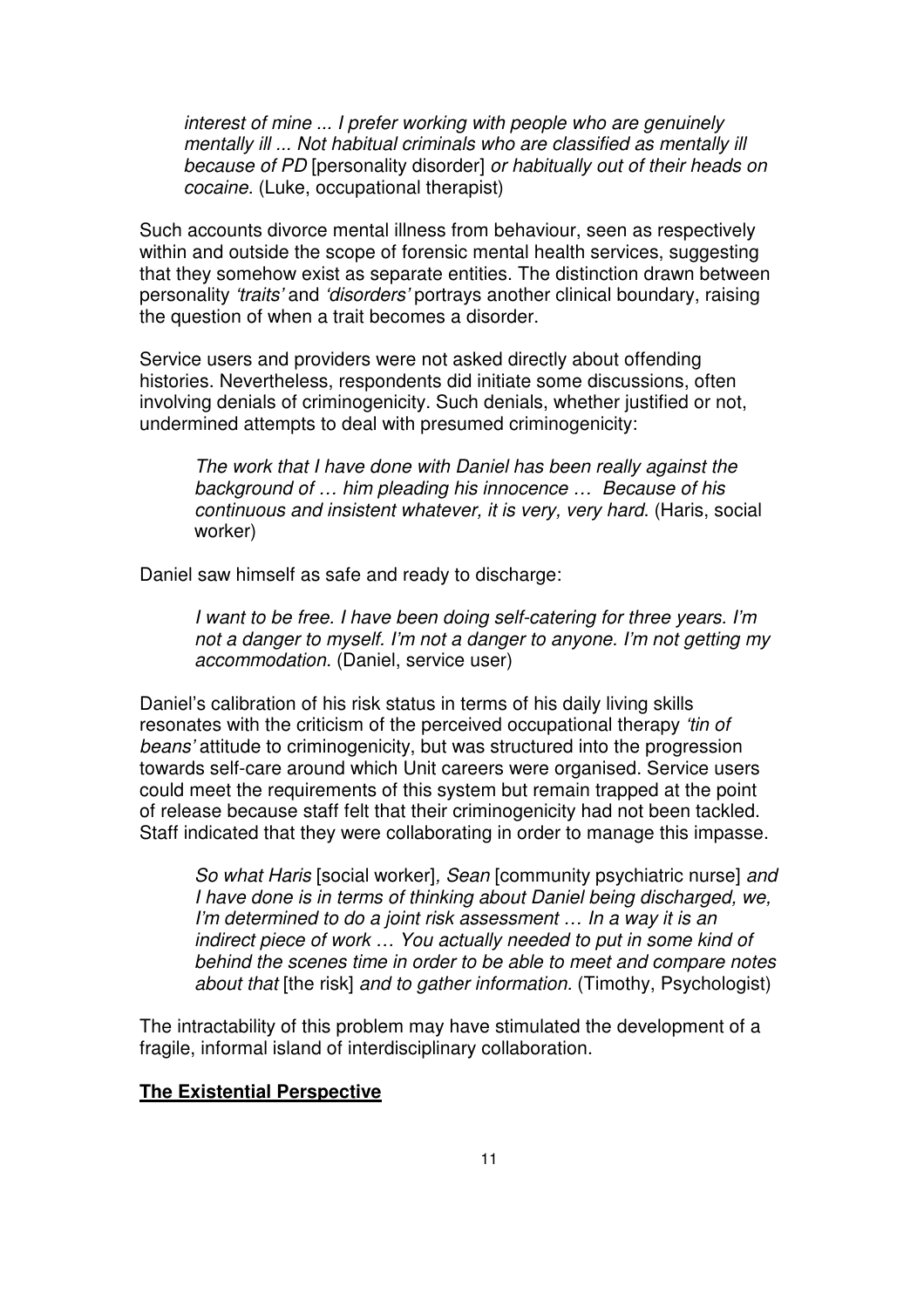> *interest of mine ... I prefer working with people who are genuinely mentally ill ... Not habitual criminals who are classified as mentally ill because of PD* [personality disorder] *or habitually out of their heads on cocaine.* (Luke, occupational therapist)

Such accounts divorce mental illness from behaviour, seen as respectively within and outside the scope of forensic mental health services, suggesting that they somehow exist as separate entities. The distinction drawn between personality *'traits'* and *'disorders'* portrays another clinical boundary, raising the question of when a trait becomes a disorder.

Service users and providers were not asked directly about offending histories. Nevertheless, respondents did initiate some discussions, often involving denials of criminogenicity. Such denials, whether justified or not, undermined attempts to deal with presumed criminogenicity:

> *The work that I have done with Daniel has been really against the background of … him pleading his innocence … Because of his continuous and insistent whatever, it is very, very hard.* (Haris, social worker)

Daniel saw himself as safe and ready to discharge:

> *I want to be free. I have been doing self-catering for three years. I'm not a danger to myself. I'm not a danger to anyone. I'm not getting my accommodation.* (Daniel, service user)

Daniel's calibration of his risk status in terms of his daily living skills resonates with the criticism of the perceived occupational therapy *'tin of beans'* attitude to criminogenicity, but was structured into the progression towards self-care around which Unit careers were organised. Service users could meet the requirements of this system but remain trapped at the point of release because staff felt that their criminogenicity had not been tackled. Staff indicated that they were collaborating in order to manage this impasse.

> *So what Haris* [social worker]*, Sean* [community psychiatric nurse] *and I have done is in terms of thinking about Daniel being discharged, we, I'm determined to do a joint risk assessment … In a way it is an indirect piece of work … You actually needed to put in some kind of behind the scenes time in order to be able to meet and compare notes about that* [the risk] *and to gather information.* (Timothy, Psychologist)

The intractability of this problem may have stimulated the development of a fragile, informal island of interdisciplinary collaboration.

## **The Existential Perspective**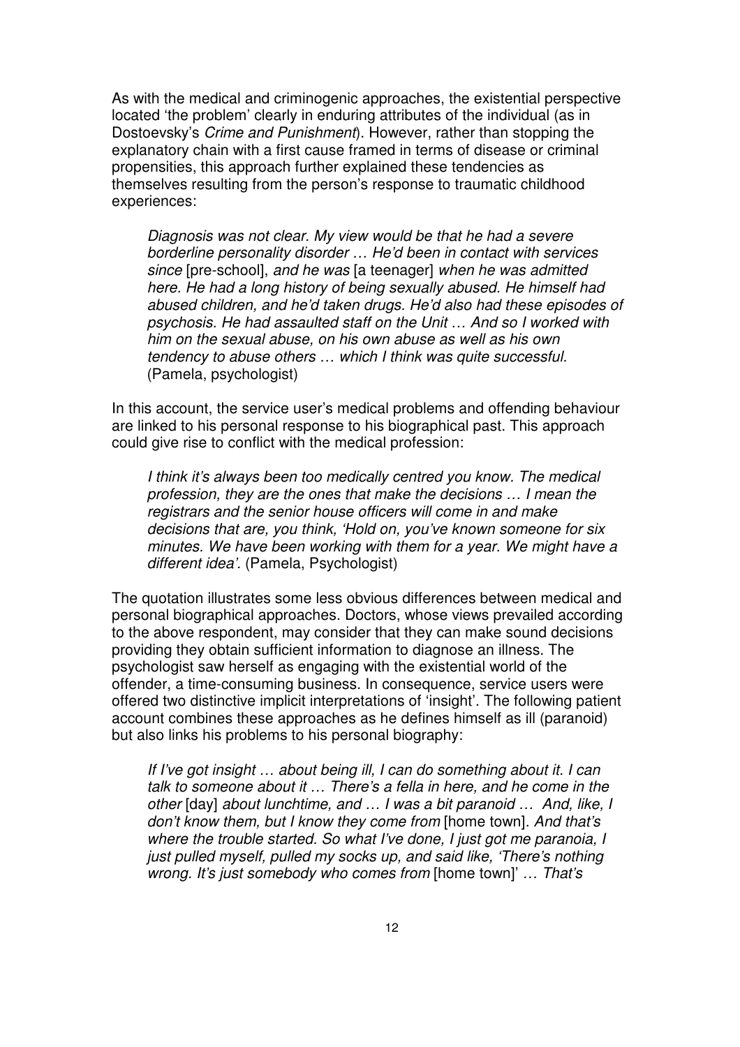As with the medical and criminogenic approaches, the existential perspective located 'the problem' clearly in enduring attributes of the individual (as in Dostoevsky's *Crime and Punishment*). However, rather than stopping the explanatory chain with a first cause framed in terms of disease or criminal propensities, this approach further explained these tendencies as themselves resulting from the person's response to traumatic childhood experiences:

> *Diagnosis was not clear. My view would be that he had a severe borderline personality disorder … He'd been in contact with services since* [pre-school], *and he was* [a teenager] *when he was admitted here. He had a long history of being sexually abused. He himself had abused children, and he'd taken drugs. He'd also had these episodes of psychosis. He had assaulted staff on the Unit … And so I worked with him on the sexual abuse, on his own abuse as well as his own tendency to abuse others … which I think was quite successful.* (Pamela, psychologist)

In this account, the service user's medical problems and offending behaviour are linked to his personal response to his biographical past. This approach could give rise to conflict with the medical profession:

> *I think it's always been too medically centred you know. The medical profession, they are the ones that make the decisions … I mean the registrars and the senior house officers will come in and make decisions that are, you think, 'Hold on, you've known someone for six minutes. We have been working with them for a year. We might have a different idea'.* (Pamela, Psychologist)

The quotation illustrates some less obvious differences between medical and personal biographical approaches. Doctors, whose views prevailed according to the above respondent, may consider that they can make sound decisions providing they obtain sufficient information to diagnose an illness. The psychologist saw herself as engaging with the existential world of the offender, a time-consuming business. In consequence, service users were offered two distinctive implicit interpretations of 'insight'. The following patient account combines these approaches as he defines himself as ill (paranoid) but also links his problems to his personal biography:

> *If I've got insight … about being ill, I can do something about it. I can talk to someone about it … There's a fella in here, and he come in the other* [day] *about lunchtime, and … I was a bit paranoid … And, like, I don't know them, but I know they come from* [home town]. *And that's where the trouble started. So what I've done, I just got me paranoia, I just pulled myself, pulled my socks up, and said like, 'There's nothing wrong. It's just somebody who comes from* [home town]' *… That's*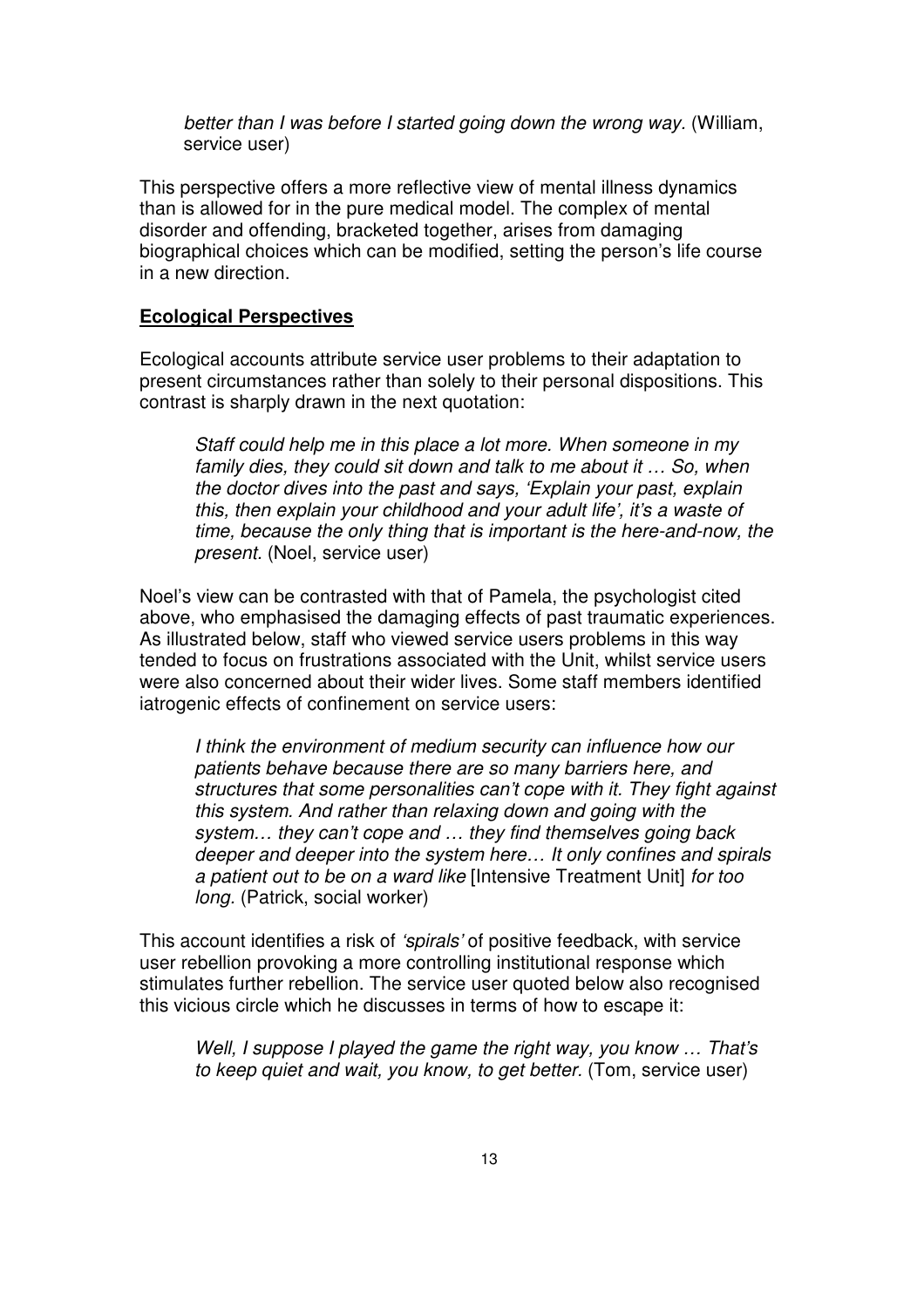*better than I was before I started going down the wrong way.* (William, service user)

This perspective offers a more reflective view of mental illness dynamics than is allowed for in the pure medical model. The complex of mental disorder and offending, bracketed together, arises from damaging biographical choices which can be modified, setting the person's life course in a new direction.

**Ecological Perspectives**

Ecological accounts attribute service user problems to their adaptation to present circumstances rather than solely to their personal dispositions. This contrast is sharply drawn in the next quotation:

> *Staff could help me in this place a lot more. When someone in my family dies, they could sit down and talk to me about it … So, when the doctor dives into the past and says, 'Explain your past, explain this, then explain your childhood and your adult life', it's a waste of time, because the only thing that is important is the here-and-now, the present.* (Noel, service user)

Noel's view can be contrasted with that of Pamela, the psychologist cited above, who emphasised the damaging effects of past traumatic experiences. As illustrated below, staff who viewed service users problems in this way tended to focus on frustrations associated with the Unit, whilst service users were also concerned about their wider lives. Some staff members identified iatrogenic effects of confinement on service users:

> *I think the environment of medium security can influence how our patients behave because there are so many barriers here, and structures that some personalities can't cope with it. They fight against this system. And rather than relaxing down and going with the system… they can't cope and … they find themselves going back deeper and deeper into the system here… It only confines and spirals a patient out to be on a ward like* [Intensive Treatment Unit] *for too long.* (Patrick, social worker)

This account identifies a risk of *'spirals'* of positive feedback, with service user rebellion provoking a more controlling institutional response which stimulates further rebellion. The service user quoted below also recognised this vicious circle which he discusses in terms of how to escape it:

> *Well, I suppose I played the game the right way, you know … That's to keep quiet and wait, you know, to get better.* (Tom, service user)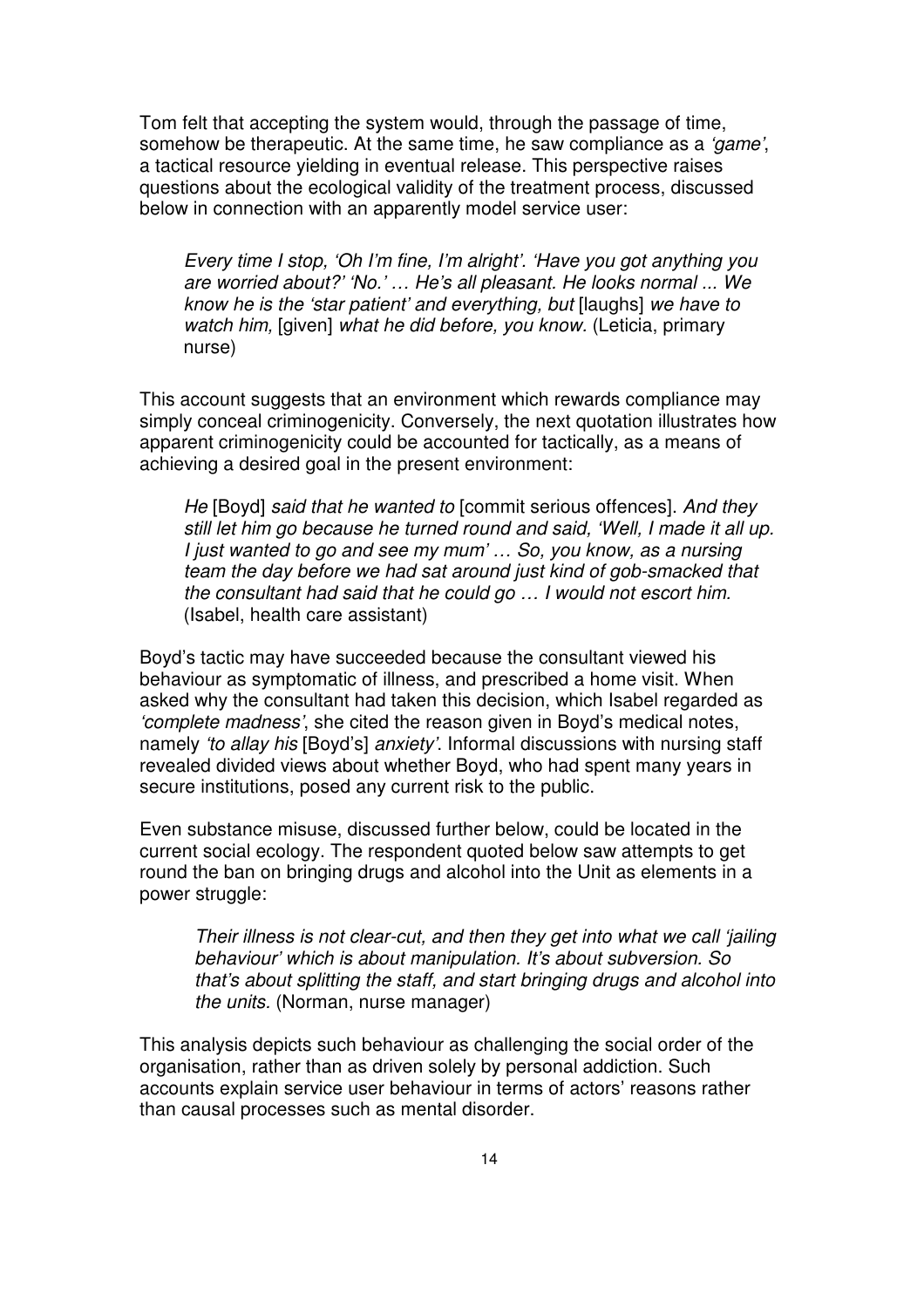Tom felt that accepting the system would, through the passage of time, somehow be therapeutic. At the same time, he saw compliance as a *'game'*, a tactical resource yielding in eventual release. This perspective raises questions about the ecological validity of the treatment process, discussed below in connection with an apparently model service user:

> *Every time I stop, 'Oh I'm fine, I'm alright'. 'Have you got anything you are worried about?' 'No.' … He's all pleasant. He looks normal ... We know he is the 'star patient' and everything, but* [laughs] *we have to watch him,* [given] *what he did before, you know.* (Leticia, primary nurse)

This account suggests that an environment which rewards compliance may simply conceal criminogenicity. Conversely, the next quotation illustrates how apparent criminogenicity could be accounted for tactically, as a means of achieving a desired goal in the present environment:

> *He* [Boyd] *said that he wanted to* [commit serious offences]. *And they still let him go because he turned round and said, 'Well, I made it all up. I just wanted to go and see my mum' … So, you know, as a nursing team the day before we had sat around just kind of gob-smacked that the consultant had said that he could go … I would not escort him.* (Isabel, health care assistant)

Boyd's tactic may have succeeded because the consultant viewed his behaviour as symptomatic of illness, and prescribed a home visit. When asked why the consultant had taken this decision, which Isabel regarded as *'complete madness'*, she cited the reason given in Boyd's medical notes, namely *'to allay his* [Boyd's] *anxiety'*. Informal discussions with nursing staff revealed divided views about whether Boyd, who had spent many years in secure institutions, posed any current risk to the public.

Even substance misuse, discussed further below, could be located in the current social ecology. The respondent quoted below saw attempts to get round the ban on bringing drugs and alcohol into the Unit as elements in a power struggle:

> *Their illness is not clear-cut, and then they get into what we call 'jailing behaviour' which is about manipulation. It's about subversion. So that's about splitting the staff, and start bringing drugs and alcohol into the units.* (Norman, nurse manager)

This analysis depicts such behaviour as challenging the social order of the organisation, rather than as driven solely by personal addiction. Such accounts explain service user behaviour in terms of actors' reasons rather than causal processes such as mental disorder.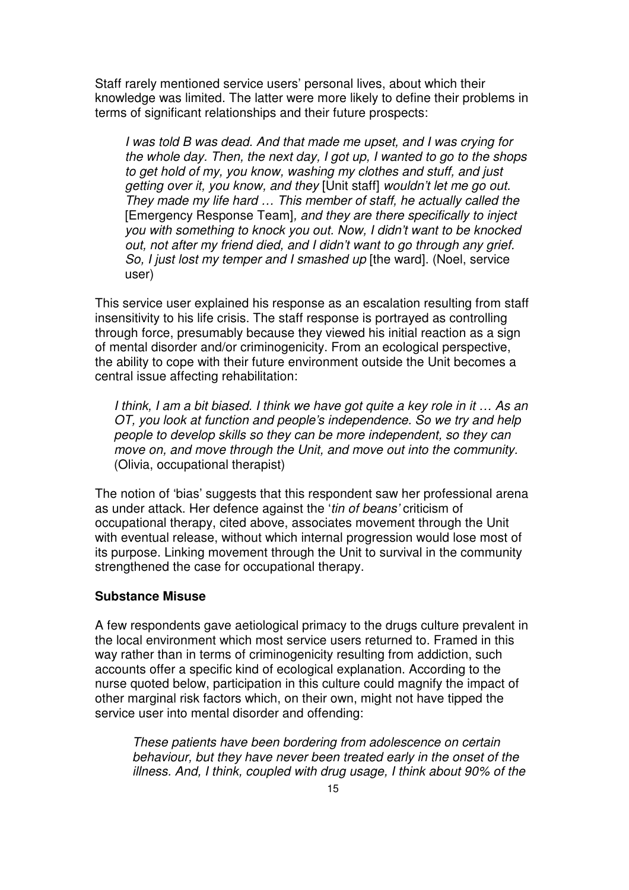Staff rarely mentioned service users' personal lives, about which their knowledge was limited. The latter were more likely to define their problems in terms of significant relationships and their future prospects:

> *I was told B was dead. And that made me upset, and I was crying for the whole day. Then, the next day, I got up, I wanted to go to the shops to get hold of my, you know, washing my clothes and stuff, and just getting over it, you know, and they* [Unit staff] *wouldn't let me go out. They made my life hard … This member of staff, he actually called the* [Emergency Response Team]*, and they are there specifically to inject you with something to knock you out. Now, I didn't want to be knocked out, not after my friend died, and I didn't want to go through any grief. So, I just lost my temper and I smashed up* [the ward]. (Noel, service user)

This service user explained his response as an escalation resulting from staff insensitivity to his life crisis. The staff response is portrayed as controlling through force, presumably because they viewed his initial reaction as a sign of mental disorder and/or criminogenicity. From an ecological perspective, the ability to cope with their future environment outside the Unit becomes a central issue affecting rehabilitation:

> *I think, I am a bit biased. I think we have got quite a key role in it … As an OT, you look at function and people's independence. So we try and help people to develop skills so they can be more independent, so they can move on, and move through the Unit, and move out into the community.* (Olivia, occupational therapist)

The notion of 'bias' suggests that this respondent saw her professional arena as under attack. Her defence against the '*tin of beans'* criticism of occupational therapy, cited above, associates movement through the Unit with eventual release, without which internal progression would lose most of its purpose. Linking movement through the Unit to survival in the community strengthened the case for occupational therapy.

**Substance Misuse**

A few respondents gave aetiological primacy to the drugs culture prevalent in the local environment which most service users returned to. Framed in this way rather than in terms of criminogenicity resulting from addiction, such accounts offer a specific kind of ecological explanation. According to the nurse quoted below, participation in this culture could magnify the impact of other marginal risk factors which, on their own, might not have tipped the service user into mental disorder and offending:

> *These patients have been bordering from adolescence on certain behaviour, but they have never been treated early in the onset of the illness. And, I think, coupled with drug usage, I think about 90% of the*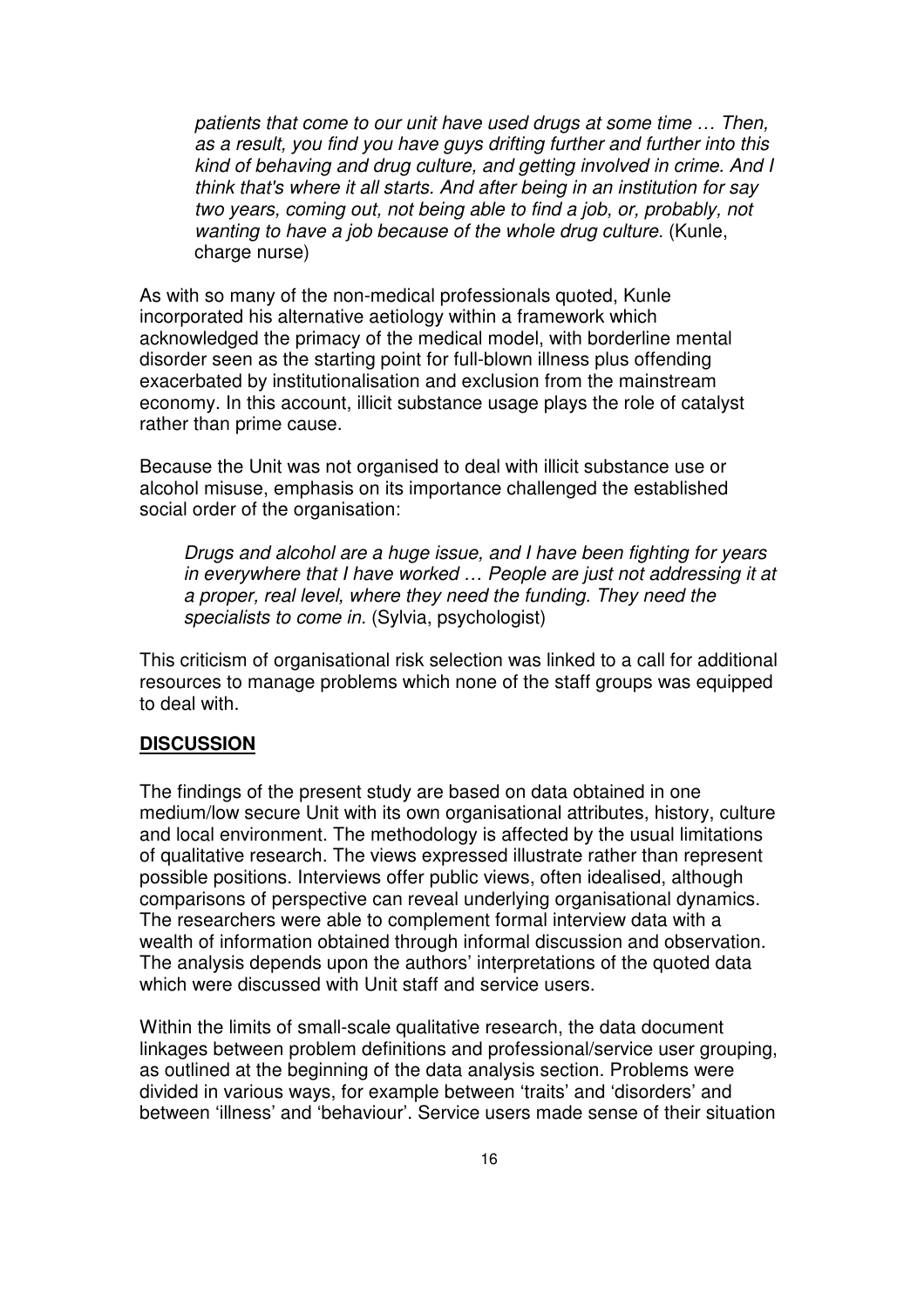> *patients that come to our unit have used drugs at some time … Then, as a result, you find you have guys drifting further and further into this kind of behaving and drug culture, and getting involved in crime. And I think that's where it all starts. And after being in an institution for say two years, coming out, not being able to find a job, or, probably, not wanting to have a job because of the whole drug culture.* (Kunle, charge nurse)

As with so many of the non-medical professionals quoted, Kunle incorporated his alternative aetiology within a framework which acknowledged the primacy of the medical model, with borderline mental disorder seen as the starting point for full-blown illness plus offending exacerbated by institutionalisation and exclusion from the mainstream economy. In this account, illicit substance usage plays the role of catalyst rather than prime cause.

Because the Unit was not organised to deal with illicit substance use or alcohol misuse, emphasis on its importance challenged the established social order of the organisation:

> *Drugs and alcohol are a huge issue, and I have been fighting for years in everywhere that I have worked … People are just not addressing it at a proper, real level, where they need the funding. They need the specialists to come in.* (Sylvia, psychologist)

This criticism of organisational risk selection was linked to a call for additional resources to manage problems which none of the staff groups was equipped to deal with.

## **DISCUSSION**

The findings of the present study are based on data obtained in one medium/low secure Unit with its own organisational attributes, history, culture and local environment. The methodology is affected by the usual limitations of qualitative research. The views expressed illustrate rather than represent possible positions. Interviews offer public views, often idealised, although comparisons of perspective can reveal underlying organisational dynamics. The researchers were able to complement formal interview data with a wealth of information obtained through informal discussion and observation. The analysis depends upon the authors' interpretations of the quoted data which were discussed with Unit staff and service users.

Within the limits of small-scale qualitative research, the data document linkages between problem definitions and professional/service user grouping, as outlined at the beginning of the data analysis section. Problems were divided in various ways, for example between 'traits' and 'disorders' and between 'illness' and 'behaviour'. Service users made sense of their situation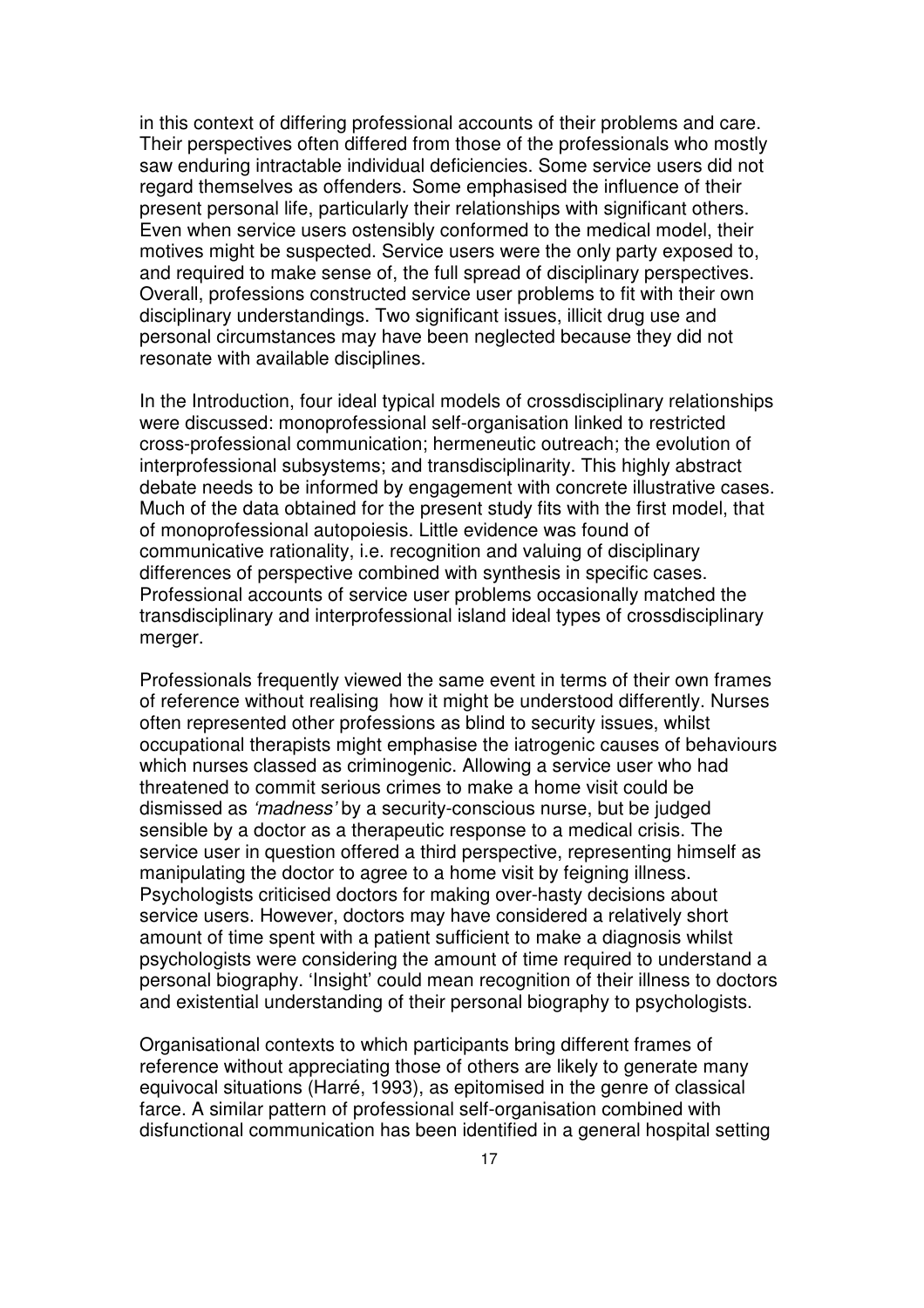in this context of differing professional accounts of their problems and care. Their perspectives often differed from those of the professionals who mostly saw enduring intractable individual deficiencies. Some service users did not regard themselves as offenders. Some emphasised the influence of their present personal life, particularly their relationships with significant others. Even when service users ostensibly conformed to the medical model, their motives might be suspected. Service users were the only party exposed to, and required to make sense of, the full spread of disciplinary perspectives. Overall, professions constructed service user problems to fit with their own disciplinary understandings. Two significant issues, illicit drug use and personal circumstances may have been neglected because they did not resonate with available disciplines.

In the Introduction, four ideal typical models of crossdisciplinary relationships were discussed: monoprofessional self-organisation linked to restricted cross-professional communication; hermeneutic outreach; the evolution of interprofessional subsystems; and transdisciplinarity. This highly abstract debate needs to be informed by engagement with concrete illustrative cases. Much of the data obtained for the present study fits with the first model, that of monoprofessional autopoiesis. Little evidence was found of communicative rationality, i.e. recognition and valuing of disciplinary differences of perspective combined with synthesis in specific cases. Professional accounts of service user problems occasionally matched the transdisciplinary and interprofessional island ideal types of crossdisciplinary merger.

Professionals frequently viewed the same event in terms of their own frames of reference without realising how it might be understood differently. Nurses often represented other professions as blind to security issues, whilst occupational therapists might emphasise the iatrogenic causes of behaviours which nurses classed as criminogenic. Allowing a service user who had threatened to commit serious crimes to make a home visit could be dismissed as *'madness'* by a security-conscious nurse, but be judged sensible by a doctor as a therapeutic response to a medical crisis. The service user in question offered a third perspective, representing himself as manipulating the doctor to agree to a home visit by feigning illness. Psychologists criticised doctors for making over-hasty decisions about service users. However, doctors may have considered a relatively short amount of time spent with a patient sufficient to make a diagnosis whilst psychologists were considering the amount of time required to understand a personal biography. 'Insight' could mean recognition of their illness to doctors and existential understanding of their personal biography to psychologists.

Organisational contexts to which participants bring different frames of reference without appreciating those of others are likely to generate many equivocal situations (Harré, 1993), as epitomised in the genre of classical farce. A similar pattern of professional self-organisation combined with disfunctional communication has been identified in a general hospital setting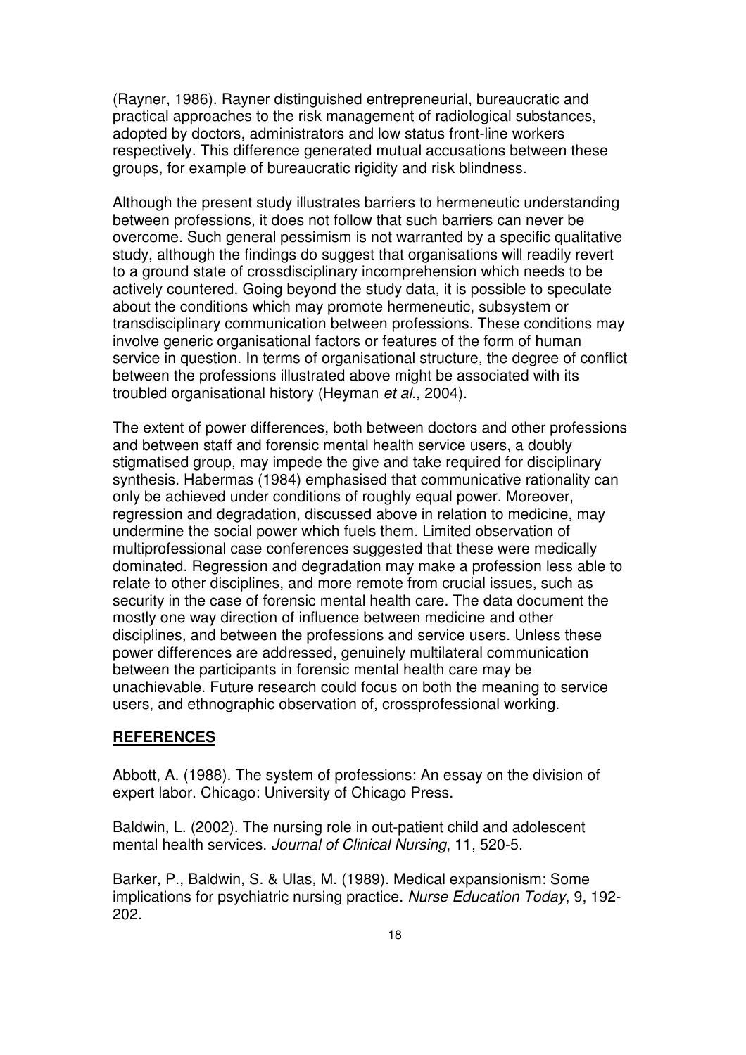(Rayner, 1986). Rayner distinguished entrepreneurial, bureaucratic and practical approaches to the risk management of radiological substances, adopted by doctors, administrators and low status front-line workers respectively. This difference generated mutual accusations between these groups, for example of bureaucratic rigidity and risk blindness.

Although the present study illustrates barriers to hermeneutic understanding between professions, it does not follow that such barriers can never be overcome. Such general pessimism is not warranted by a specific qualitative study, although the findings do suggest that organisations will readily revert to a ground state of crossdisciplinary incomprehension which needs to be actively countered. Going beyond the study data, it is possible to speculate about the conditions which may promote hermeneutic, subsystem or transdisciplinary communication between professions. These conditions may involve generic organisational factors or features of the form of human service in question. In terms of organisational structure, the degree of conflict between the professions illustrated above might be associated with its troubled organisational history (Heyman *et al.*, 2004).

The extent of power differences, both between doctors and other professions and between staff and forensic mental health service users, a doubly stigmatised group, may impede the give and take required for disciplinary synthesis. Habermas (1984) emphasised that communicative rationality can only be achieved under conditions of roughly equal power. Moreover, regression and degradation, discussed above in relation to medicine, may undermine the social power which fuels them. Limited observation of multiprofessional case conferences suggested that these were medically dominated. Regression and degradation may make a profession less able to relate to other disciplines, and more remote from crucial issues, such as security in the case of forensic mental health care. The data document the mostly one way direction of influence between medicine and other disciplines, and between the professions and service users. Unless these power differences are addressed, genuinely multilateral communication between the participants in forensic mental health care may be unachievable. Future research could focus on both the meaning to service users, and ethnographic observation of, crossprofessional working.

## REFERENCES

Abbott, A. (1988). The system of professions: An essay on the division of expert labor. Chicago: University of Chicago Press.

Baldwin, L. (2002). The nursing role in out-patient child and adolescent mental health services. *Journal of Clinical Nursing*, 11, 520-5.

Barker, P., Baldwin, S. & Ulas, M. (1989). Medical expansionism: Some implications for psychiatric nursing practice. *Nurse Education Today*, 9, 192-202.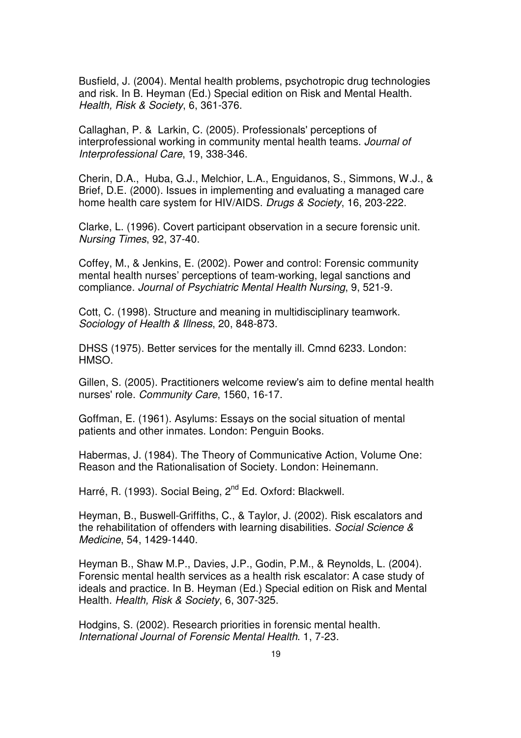Busfield, J. (2004). Mental health problems, psychotropic drug technologies and risk. In B. Heyman (Ed.) Special edition on Risk and Mental Health. *Health, Risk & Society*, 6, 361-376.

Callaghan, P. & Larkin, C. (2005). Professionals' perceptions of interprofessional working in community mental health teams. *Journal of Interprofessional Care*, 19, 338-346.

Cherin, D.A., Huba, G.J., Melchior, L.A., Enguidanos, S., Simmons, W.J., & Brief, D.E. (2000). Issues in implementing and evaluating a managed care home health care system for HIV/AIDS. *Drugs & Society*, 16, 203-222.

Clarke, L. (1996). Covert participant observation in a secure forensic unit. *Nursing Times*, 92, 37-40.

Coffey, M., & Jenkins, E. (2002). Power and control: Forensic community mental health nurses' perceptions of team-working, legal sanctions and compliance. *Journal of Psychiatric Mental Health Nursing*, 9, 521-9.

Cott, C. (1998). Structure and meaning in multidisciplinary teamwork. *Sociology of Health & Illness*, 20, 848-873.

DHSS (1975). Better services for the mentally ill. Cmnd 6233. London: HMSO.

Gillen, S. (2005). Practitioners welcome review's aim to define mental health nurses' role. *Community Care*, 1560, 16-17.

Goffman, E. (1961). Asylums: Essays on the social situation of mental patients and other inmates. London: Penguin Books.

Habermas, J. (1984). The Theory of Communicative Action, Volume One: Reason and the Rationalisation of Society. London: Heinemann.

Harré, R. (1993). Social Being, 2nd Ed. Oxford: Blackwell.

Heyman, B., Buswell-Griffiths, C., & Taylor, J. (2002). Risk escalators and the rehabilitation of offenders with learning disabilities. *Social Science & Medicine*, 54, 1429-1440.

Heyman B., Shaw M.P., Davies, J.P., Godin, P.M., & Reynolds, L. (2004). Forensic mental health services as a health risk escalator: A case study of ideals and practice. In B. Heyman (Ed.) Special edition on Risk and Mental Health. *Health, Risk & Society*, 6, 307-325.

Hodgins, S. (2002). Research priorities in forensic mental health. *International Journal of Forensic Mental Health*. 1, 7-23.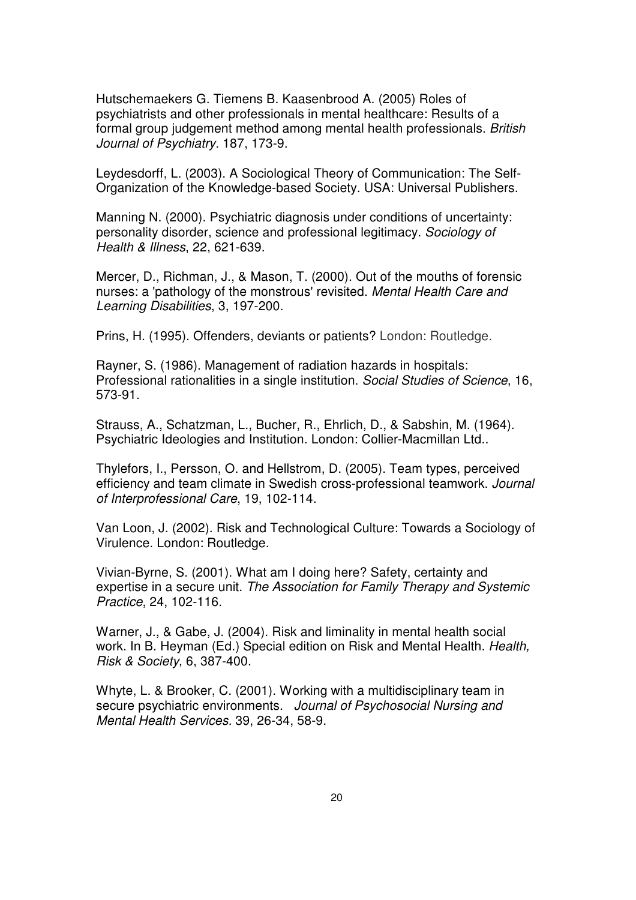Hutschemaekers G. Tiemens B. Kaasenbrood A. (2005) Roles of psychiatrists and other professionals in mental healthcare: Results of a formal group judgement method among mental health professionals. *British Journal of Psychiatry*. 187, 173-9.

Leydesdorff, L. (2003). A Sociological Theory of Communication: The Self-Organization of the Knowledge-based Society. USA: Universal Publishers.

Manning N. (2000). Psychiatric diagnosis under conditions of uncertainty: personality disorder, science and professional legitimacy. *Sociology of Health & Illness*, 22, 621-639.

Mercer, D., Richman, J., & Mason, T. (2000). Out of the mouths of forensic nurses: a 'pathology of the monstrous' revisited. *Mental Health Care and Learning Disabilities*, 3, 197-200.

Prins, H. (1995). Offenders, deviants or patients? London: Routledge.

Rayner, S. (1986). Management of radiation hazards in hospitals: Professional rationalities in a single institution. *Social Studies of Science*, 16, 573-91.

Strauss, A., Schatzman, L., Bucher, R., Ehrlich, D., & Sabshin, M. (1964). Psychiatric Ideologies and Institution. London: Collier-Macmillan Ltd..

Thylefors, I., Persson, O. and Hellstrom, D. (2005). Team types, perceived efficiency and team climate in Swedish cross-professional teamwork. *Journal of Interprofessional Care*, 19, 102-114.

Van Loon, J. (2002). Risk and Technological Culture: Towards a Sociology of Virulence. London: Routledge.

Vivian-Byrne, S. (2001). What am I doing here? Safety, certainty and expertise in a secure unit. *The Association for Family Therapy and Systemic Practice*, 24, 102-116.

Warner, J., & Gabe, J. (2004). Risk and liminality in mental health social work. In B. Heyman (Ed.) Special edition on Risk and Mental Health. *Health, Risk & Society*, 6, 387-400.

Whyte, L. & Brooker, C. (2001). Working with a multidisciplinary team in secure psychiatric environments. *Journal of Psychosocial Nursing and Mental Health Services.* 39, 26-34, 58-9.